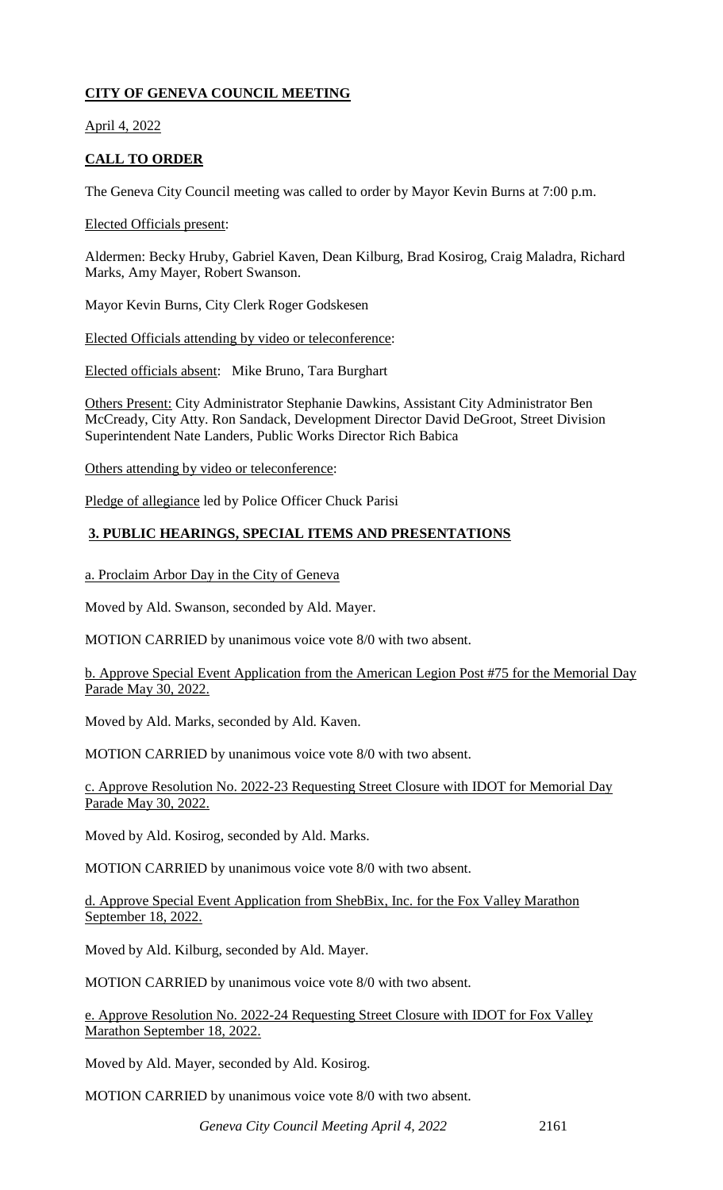## CITY OF GENEVA COUNCIL MEETING

April 4, 2022

## CALL TO ORDER

The Geneva City Council meeting was called to order by Mayor Kevin Burns at 7:00 p.m.

Elected Officials present:

Aldermen: Becky Hruby, Gabriel Kaven, Dean Kilburg, Brad Kosirog, Craig Maladra, Richard Marks, Amy Mayer, Robert Swanson.

Mayor Kevin Burns, City Clerk Roger Godskesen

Elected Officials attending by video or teleconference:

Elected officials absent: Mike Bruno, Tara Burghart

Others Present: City Administrator Stephanie Dawkins, Assistant City Administrator Ben McCready, City Atty. Ron Sandack, Development Director David DeGroot, Street Division Superintendent Nate Landers, Public Works Director Rich Babica

Others attending by video or teleconference:

Pledge of allegiance led by Police Officer Chuck Parisi

## 3. PUBLIC HEARINGS, SPECIAL ITEMS AND PRESENTATIONS

a. Proclaim Arbor Day in the City of Geneva

Moved by Ald. Swanson, seconded by Ald. Mayer.

MOTION CARRIED by unanimous voice vote 8/0 with two absent.

b. Approve Special Event Application from the American Legion Post #75 for the Memorial Day Parade May 30, 2022.

Moved by Ald. Marks, seconded by Ald. Kaven.

MOTION CARRIED by unanimous voice vote 8/0 with two absent.

c. Approve Resolution No. 2022-23 Requesting Street Closure with IDOT for Memorial Day Parade May 30, 2022.

Moved by Ald. Kosirog, seconded by Ald. Marks.

MOTION CARRIED by unanimous voice vote 8/0 with two absent.

d. Approve Special Event Application from ShebBix, Inc. for the Fox Valley Marathon September 18, 2022.

Moved by Ald. Kilburg, seconded by Ald. Mayer.

MOTION CARRIED by unanimous voice vote 8/0 with two absent.

e. Approve Resolution No. 2022-24 Requesting Street Closure with IDOT for Fox Valley Marathon September 18, 2022.

Moved by Ald. Mayer, seconded by Ald. Kosirog.

MOTION CARRIED by unanimous voice vote 8/0 with two absent.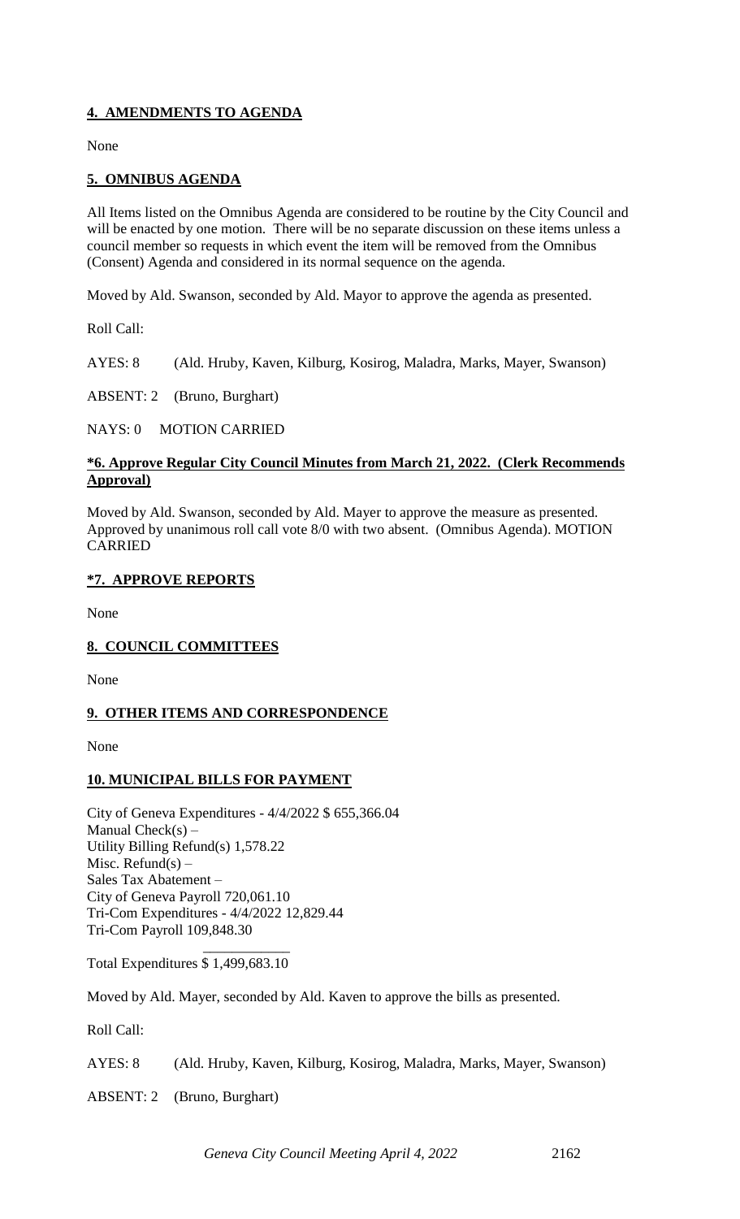## **4. AMENDMENTS TO AGENDA**

None

## **5. OMNIBUS AGENDA**

All Items listed on the Omnibus Agenda are considered to be routine by the City Council and will be enacted by one motion. There will be no separate discussion on these items unless a council member so requests in which event the item will be removed from the Omnibus (Consent) Agenda and considered in its normal sequence on the agenda.

Moved by Ald. Swanson, seconded by Ald. Mayor to approve the agenda as presented.

Roll Call:

AYES: 8 (Ald. Hruby, Kaven, Kilburg, Kosirog, Maladra, Marks, Mayer, Swanson)

ABSENT: 2 (Bruno, Burghart)

NAYS: 0 MOTION CARRIED

## ***6. Approve Regular City Council Minutes from March 21, 2022. (Clerk Recommends Approval)**

Moved by Ald. Swanson, seconded by Ald. Mayer to approve the measure as presented. Approved by unanimous roll call vote 8/0 with two absent. (Omnibus Agenda). MOTION CARRIED

## ***7. APPROVE REPORTS**

None

## **8. COUNCIL COMMITTEES**

None

## **9. OTHER ITEMS AND CORRESPONDENCE**

None

## **10. MUNICIPAL BILLS FOR PAYMENT**

City of Geneva Expenditures - 4/4/2022 $ 655,366.04
Manual Check(s) –
Utility Billing Refund(s) 1,578.22
Misc. Refund(s) –
Sales Tax Abatement –
City of Geneva Payroll 720,061.10
Tri-Com Expenditures - 4/4/2022 12,829.44
Tri-Com Payroll 109,848.30

Total Expenditures $ 1,499,683.10

Moved by Ald. Mayer, seconded by Ald. Kaven to approve the bills as presented.

Roll Call:

AYES: 8 (Ald. Hruby, Kaven, Kilburg, Kosirog, Maladra, Marks, Mayer, Swanson)

ABSENT: 2 (Bruno, Burghart)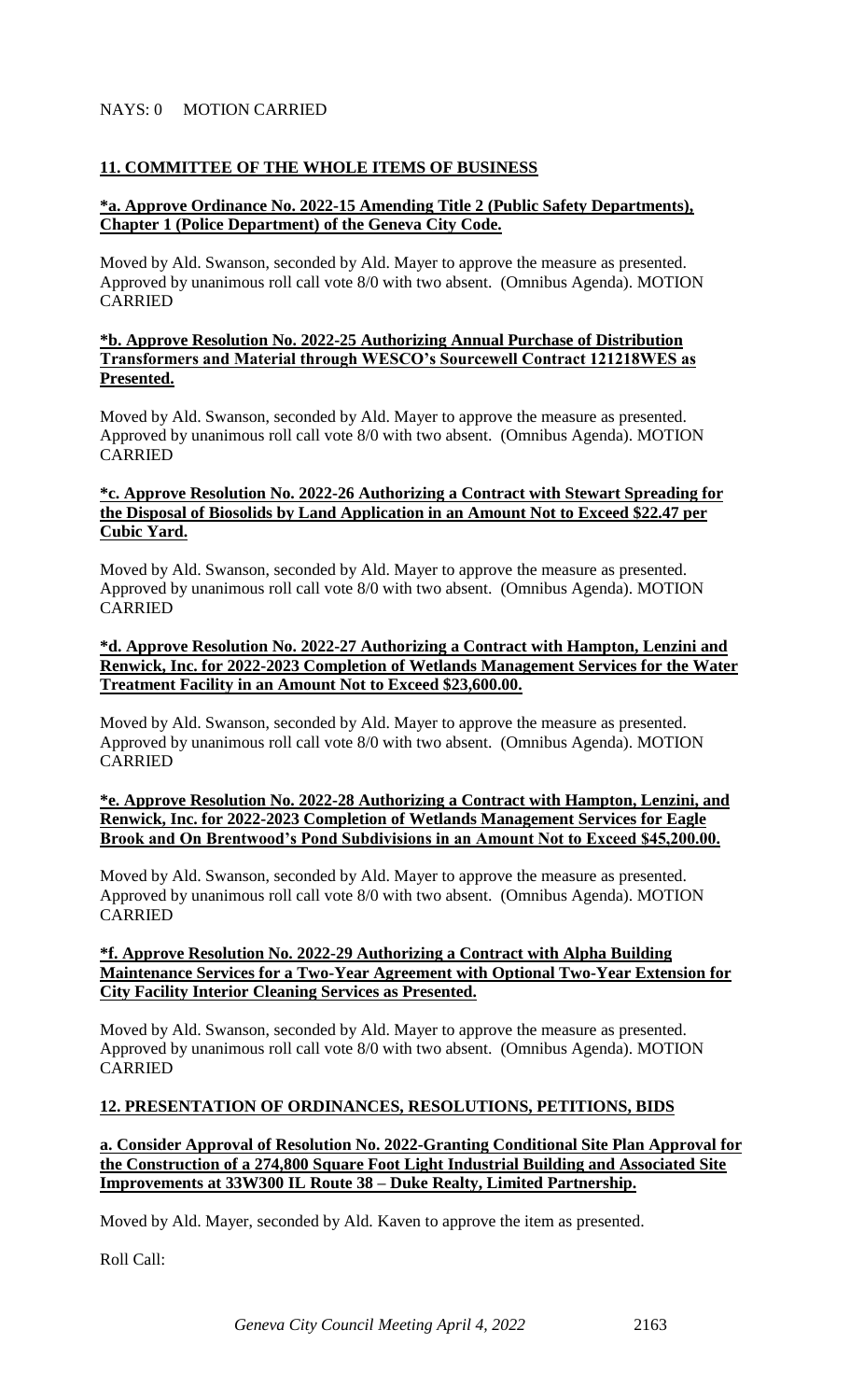NAYS: 0 MOTION CARRIED

**11. COMMITTEE OF THE WHOLE ITEMS OF BUSINESS**

**\*a. Approve Ordinance No. 2022-15 Amending Title 2 (Public Safety Departments), Chapter 1 (Police Department) of the Geneva City Code.**

Moved by Ald. Swanson, seconded by Ald. Mayer to approve the measure as presented. Approved by unanimous roll call vote 8/0 with two absent. (Omnibus Agenda). MOTION CARRIED

**\*b. Approve Resolution No. 2022-25 Authorizing Annual Purchase of Distribution Transformers and Material through WESCO's Sourcewell Contract 121218WES as Presented.**

Moved by Ald. Swanson, seconded by Ald. Mayer to approve the measure as presented. Approved by unanimous roll call vote 8/0 with two absent. (Omnibus Agenda). MOTION CARRIED

**\*c. Approve Resolution No. 2022-26 Authorizing a Contract with Stewart Spreading for the Disposal of Biosolids by Land Application in an Amount Not to Exceed $22.47 per Cubic Yard.**

Moved by Ald. Swanson, seconded by Ald. Mayer to approve the measure as presented. Approved by unanimous roll call vote 8/0 with two absent. (Omnibus Agenda). MOTION CARRIED

**\*d. Approve Resolution No. 2022-27 Authorizing a Contract with Hampton, Lenzini and Renwick, Inc. for 2022-2023 Completion of Wetlands Management Services for the Water Treatment Facility in an Amount Not to Exceed $23,600.00.**

Moved by Ald. Swanson, seconded by Ald. Mayer to approve the measure as presented. Approved by unanimous roll call vote 8/0 with two absent. (Omnibus Agenda). MOTION CARRIED

**\*e. Approve Resolution No. 2022-28 Authorizing a Contract with Hampton, Lenzini, and Renwick, Inc. for 2022-2023 Completion of Wetlands Management Services for Eagle Brook and On Brentwood's Pond Subdivisions in an Amount Not to Exceed $45,200.00.**

Moved by Ald. Swanson, seconded by Ald. Mayer to approve the measure as presented. Approved by unanimous roll call vote 8/0 with two absent. (Omnibus Agenda). MOTION CARRIED

**\*f. Approve Resolution No. 2022-29 Authorizing a Contract with Alpha Building Maintenance Services for a Two-Year Agreement with Optional Two-Year Extension for City Facility Interior Cleaning Services as Presented.**

Moved by Ald. Swanson, seconded by Ald. Mayer to approve the measure as presented. Approved by unanimous roll call vote 8/0 with two absent. (Omnibus Agenda). MOTION CARRIED

**12. PRESENTATION OF ORDINANCES, RESOLUTIONS, PETITIONS, BIDS**

**a. Consider Approval of Resolution No. 2022-Granting Conditional Site Plan Approval for the Construction of a 274,800 Square Foot Light Industrial Building and Associated Site Improvements at 33W300 IL Route 38 – Duke Realty, Limited Partnership.**

Moved by Ald. Mayer, seconded by Ald. Kaven to approve the item as presented.

Roll Call: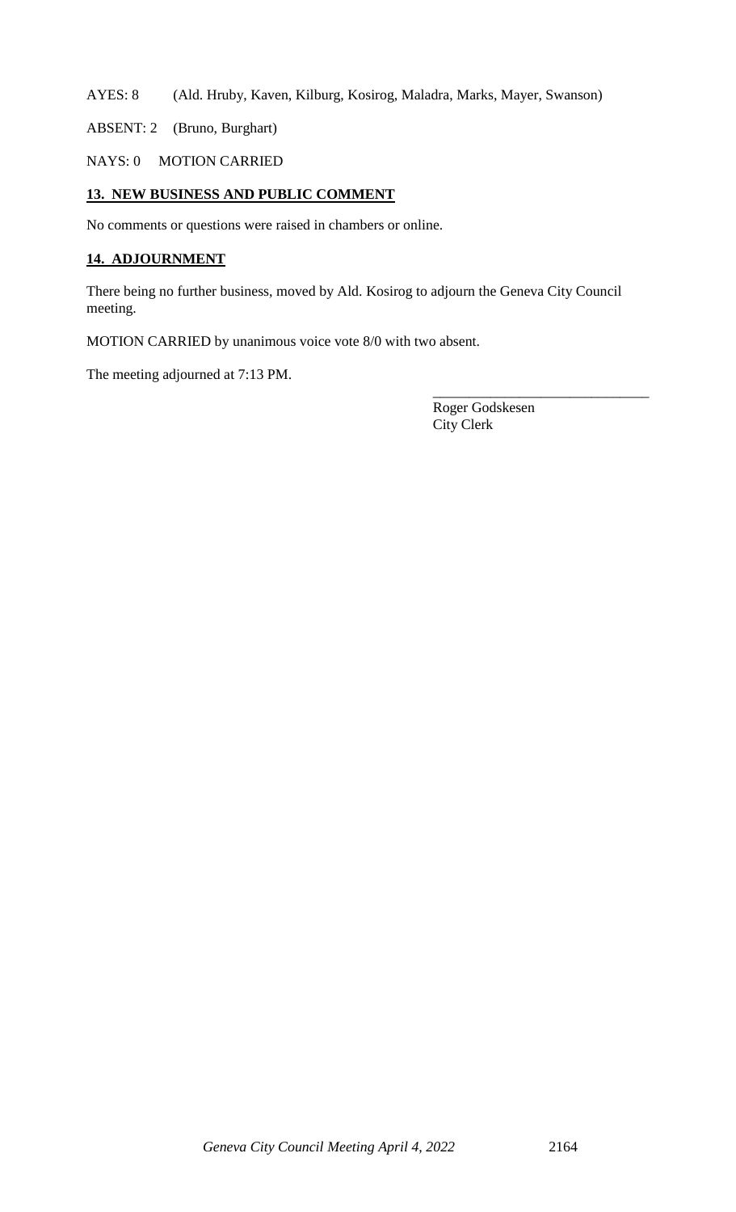AYES: 8 (Ald. Hruby, Kaven, Kilburg, Kosirog, Maladra, Marks, Mayer, Swanson)

ABSENT: 2 (Bruno, Burghart)

NAYS: 0 MOTION CARRIED

## 13. NEW BUSINESS AND PUBLIC COMMENT

No comments or questions were raised in chambers or online.

## 14. ADJOURNMENT

There being no further business, moved by Ald. Kosirog to adjourn the Geneva City Council meeting.

MOTION CARRIED by unanimous voice vote 8/0 with two absent.

The meeting adjourned at 7:13 PM.

\_\_\_\_\_\_\_\_\_\_\_\_\_\_\_\_\_\_\_\_\_\_\_\_\_\_\_\_\_\_

Roger Godskesen
City Clerk